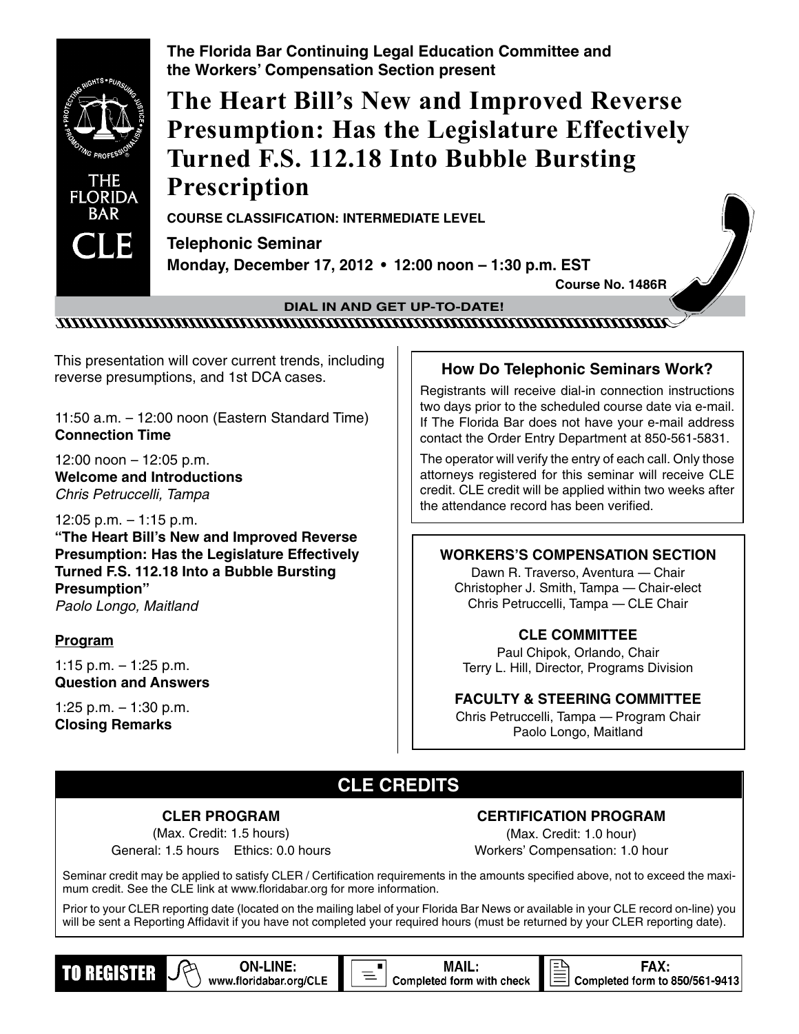The Florida Bar Continuing Legal Education Committee and the Workers' Compensation Section present

# The Heart Bill's New and Improved Reverse Presumption: Has the Legislature Effectively Turned F.S. 112.18 Into Bubble Bursting Prescription

**COURSE CLASSIFICATION: INTERMEDIATE LEVEL**

**Telephonic Seminar**

**Monday, December 17, 2012 • 12:00 noon – 1:30 p.m. EST**

**Course No. 1486R**

**DIAL IN AND GET UP-TO-DATE!**

This presentation will cover current trends, including reverse presumptions, and 1st DCA cases.

11:50 a.m. – 12:00 noon (Eastern Standard Time)
**Connection Time**

12:00 noon – 12:05 p.m.
**Welcome and Introductions**
*Chris Petruccelli, Tampa*

12:05 p.m. – 1:15 p.m.
**"The Heart Bill's New and Improved Reverse Presumption: Has the Legislature Effectively Turned F.S. 112.18 Into a Bubble Bursting Presumption"**
*Paolo Longo, Maitland*

**Program**

1:15 p.m. – 1:25 p.m.
**Question and Answers**

1:25 p.m. – 1:30 p.m.
**Closing Remarks**

### How Do Telephonic Seminars Work?

Registrants will receive dial-in connection instructions two days prior to the scheduled course date via e-mail. If The Florida Bar does not have your e-mail address contact the Order Entry Department at 850-561-5831.

The operator will verify the entry of each call. Only those attorneys registered for this seminar will receive CLE credit. CLE credit will be applied within two weeks after the attendance record has been verified.

### WORKERS'S COMPENSATION SECTION

Dawn R. Traverso, Aventura — Chair
Christopher J. Smith, Tampa — Chair-elect
Chris Petruccelli, Tampa — CLE Chair

### CLE COMMITTEE

Paul Chipok, Orlando, Chair
Terry L. Hill, Director, Programs Division

### FACULTY & STEERING COMMITTEE

Chris Petruccelli, Tampa — Program Chair
Paolo Longo, Maitland

## CLE CREDITS

### CLER PROGRAM

(Max. Credit: 1.5 hours)
General: 1.5 hours Ethics: 0.0 hours

### CERTIFICATION PROGRAM

(Max. Credit: 1.0 hour)
Workers' Compensation: 1.0 hour

Seminar credit may be applied to satisfy CLER / Certification requirements in the amounts specified above, not to exceed the maximum credit. See the CLE link at www.floridabar.org for more information.

Prior to your CLER reporting date (located on the mailing label of your Florida Bar News or available in your CLE record on-line) you will be sent a Reporting Affidavit if you have not completed your required hours (must be returned by your CLER reporting date).

**TO REGISTER** — **ON-LINE:** www.floridabar.org/CLE | **MAIL:** Completed form with check | **FAX:** Completed form to 850/561-9413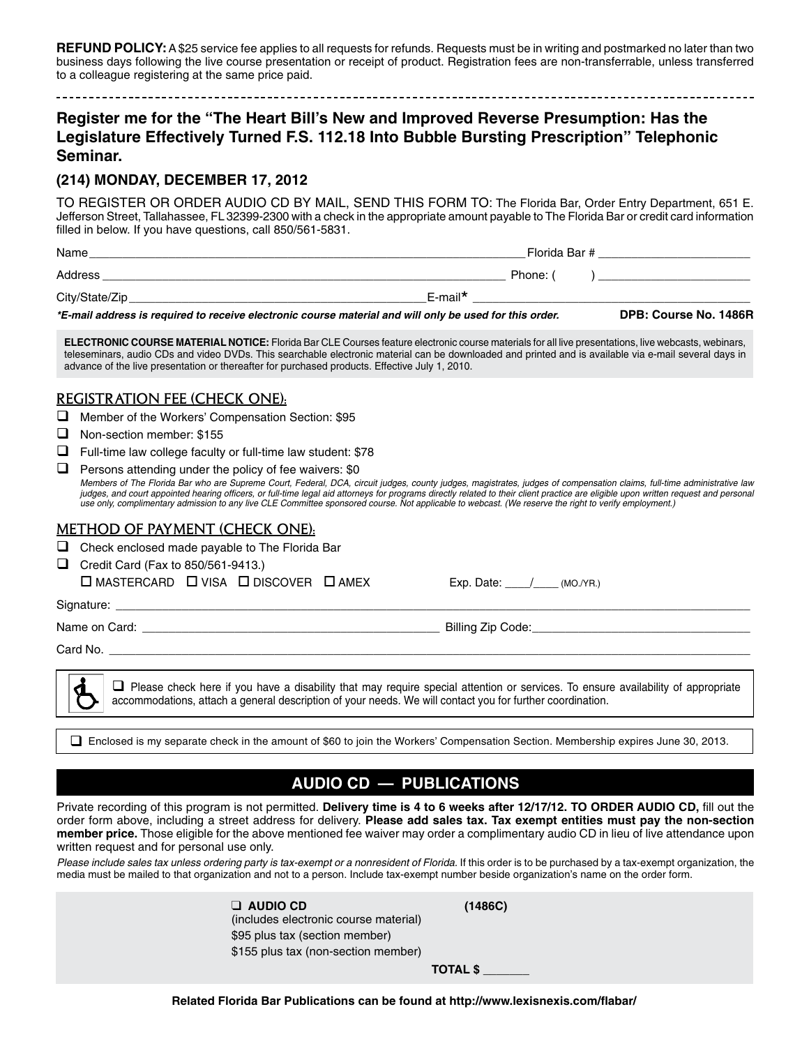**REFUND POLICY:** A $25 service fee applies to all requests for refunds. Requests must be in writing and postmarked no later than two business days following the live course presentation or receipt of product. Registration fees are non-transferrable, unless transferred to a colleague registering at the same price paid.

---

## Register me for the "The Heart Bill's New and Improved Reverse Presumption: Has the Legislature Effectively Turned F.S. 112.18 Into Bubble Bursting Prescription" Telephonic Seminar.

### (214) MONDAY, DECEMBER 17, 2012

TO REGISTER OR ORDER AUDIO CD BY MAIL, SEND THIS FORM TO: The Florida Bar, Order Entry Department, 651 E. Jefferson Street, Tallahassee, FL 32399-2300 with a check in the appropriate amount payable to The Florida Bar or credit card information filled in below. If you have questions, call 850/561-5831.

Name_______________________________ Florida Bar # ________________

Address_____________________________ Phone: ( ) ________________

City/State/Zip________________________ E-mail* ____________________

*\*E-mail address is required to receive electronic course material and will only be used for this order.* **DPB: Course No. 1486R**

**ELECTRONIC COURSE MATERIAL NOTICE:** Florida Bar CLE Courses feature electronic course materials for all live presentations, live webcasts, webinars, teleseminars, audio CDs and video DVDs. This searchable electronic material can be downloaded and printed and is available via e-mail several days in advance of the live presentation or thereafter for purchased products. Effective July 1, 2010.

### REGISTRATION FEE (CHECK ONE):

- ☐ Member of the Workers' Compensation Section: $95
- ☐ Non-section member: $155
- ☐ Full-time law college faculty or full-time law student: $78
- ☐ Persons attending under the policy of fee waivers: $0

*Members of The Florida Bar who are Supreme Court, Federal, DCA, circuit judges, county judges, magistrates, judges of compensation claims, full-time administrative law judges, and court appointed hearing officers, or full-time legal aid attorneys for programs directly related to their client practice are eligible upon written request and personal use only, complimentary admission to any live CLE Committee sponsored course. Not applicable to webcast. (We reserve the right to verify employment.)*

### METHOD OF PAYMENT (CHECK ONE):

- ☐ Check enclosed made payable to The Florida Bar
- ☐ Credit Card (Fax to 850/561-9413.)

☐ MASTERCARD ☐ VISA ☐ DISCOVER ☐ AMEX  Exp. Date: ____/____ (MO./YR.)

Signature: ________________________________________________

Name on Card: ____________________________ Billing Zip Code:________________

Card No. _________________________________________________

☐ Please check here if you have a disability that may require special attention or services. To ensure availability of appropriate accommodations, attach a general description of your needs. We will contact you for further coordination.

☐ Enclosed is my separate check in the amount of $60 to join the Workers' Compensation Section. Membership expires June 30, 2013.

## AUDIO CD — PUBLICATIONS

Private recording of this program is not permitted. **Delivery time is 4 to 6 weeks after 12/17/12. TO ORDER AUDIO CD,** fill out the order form above, including a street address for delivery. **Please add sales tax. Tax exempt entities must pay the non-section member price.** Those eligible for the above mentioned fee waiver may order a complimentary audio CD in lieu of live attendance upon written request and for personal use only.

*Please include sales tax unless ordering party is tax-exempt or a nonresident of Florida.* If this order is to be purchased by a tax-exempt organization, the media must be mailed to that organization and not to a person. Include tax-exempt number beside organization's name on the order form.

☐ **AUDIO CD** **(1486C)**
(includes electronic course material)
$95 plus tax (section member)
$155 plus tax (non-section member)

**TOTAL $** _______

**Related Florida Bar Publications can be found at http://www.lexisnexis.com/flabar/**